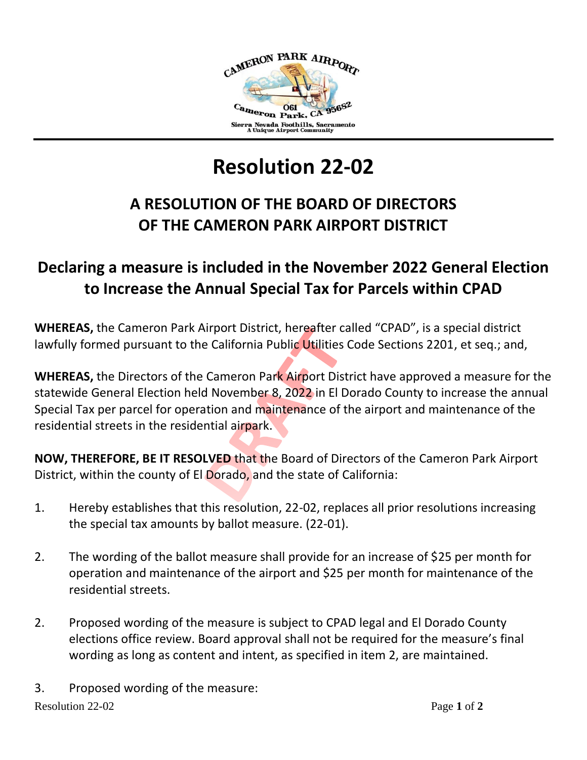# Resolution 22-02

## A RESOLUTION OF THE BOARD OF DIRECTORS OF THE CAMERON PARK AIRPORT DISTRICT

## Declaring a measure is included in the November 2022 General Election to Increase the Annual Special Tax for Parcels within CPAD

**WHEREAS,** the Cameron Park Airport District, hereafter called "CPAD", is a special district lawfully formed pursuant to the California Public Utilities Code Sections 2201, et seq.; and,

**WHEREAS,** the Directors of the Cameron Park Airport District have approved a measure for the statewide General Election held November 8, 2022 in El Dorado County to increase the annual Special Tax per parcel for operation and maintenance of the airport and maintenance of the residential streets in the residential airpark.

**NOW, THEREFORE, BE IT RESOLVED** that the Board of Directors of the Cameron Park Airport District, within the county of El Dorado, and the state of California:

1. Hereby establishes that this resolution, 22-02, replaces all prior resolutions increasing the special tax amounts by ballot measure. (22-01).

2. The wording of the ballot measure shall provide for an increase of $25 per month for operation and maintenance of the airport and $25 per month for maintenance of the residential streets.

2. Proposed wording of the measure is subject to CPAD legal and El Dorado County elections office review. Board approval shall not be required for the measure's final wording as long as content and intent, as specified in item 2, are maintained.

3. Proposed wording of the measure: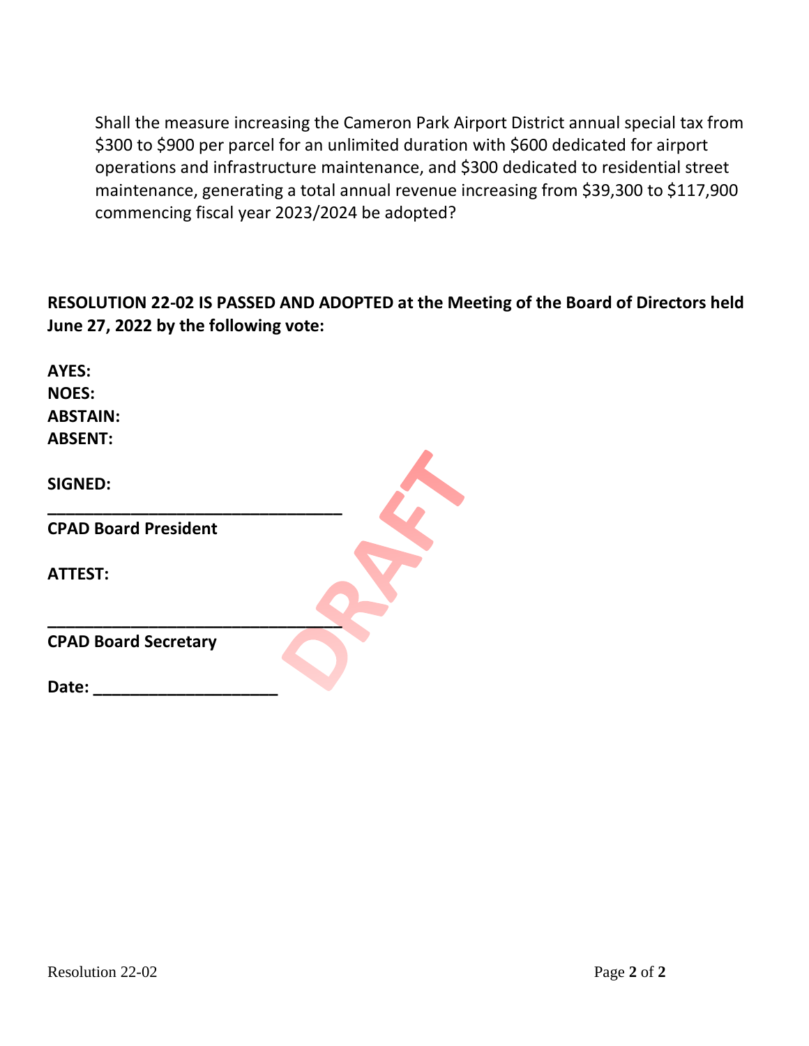Shall the measure increasing the Cameron Park Airport District annual special tax from $300 to $900 per parcel for an unlimited duration with $600 dedicated for airport operations and infrastructure maintenance, and $300 dedicated to residential street maintenance, generating a total annual revenue increasing from $39,300 to $117,900 commencing fiscal year 2023/2024 be adopted?

**RESOLUTION 22-02 IS PASSED AND ADOPTED at the Meeting of the Board of Directors held June 27, 2022 by the following vote:**

**AYES:**
**NOES:**
**ABSTAIN:**
**ABSENT:**

**SIGNED:**

**________________________________**
**CPAD Board President**

**ATTEST:**

**________________________________**
**CPAD Board Secretary**

**Date: ____________________**

DRAFT